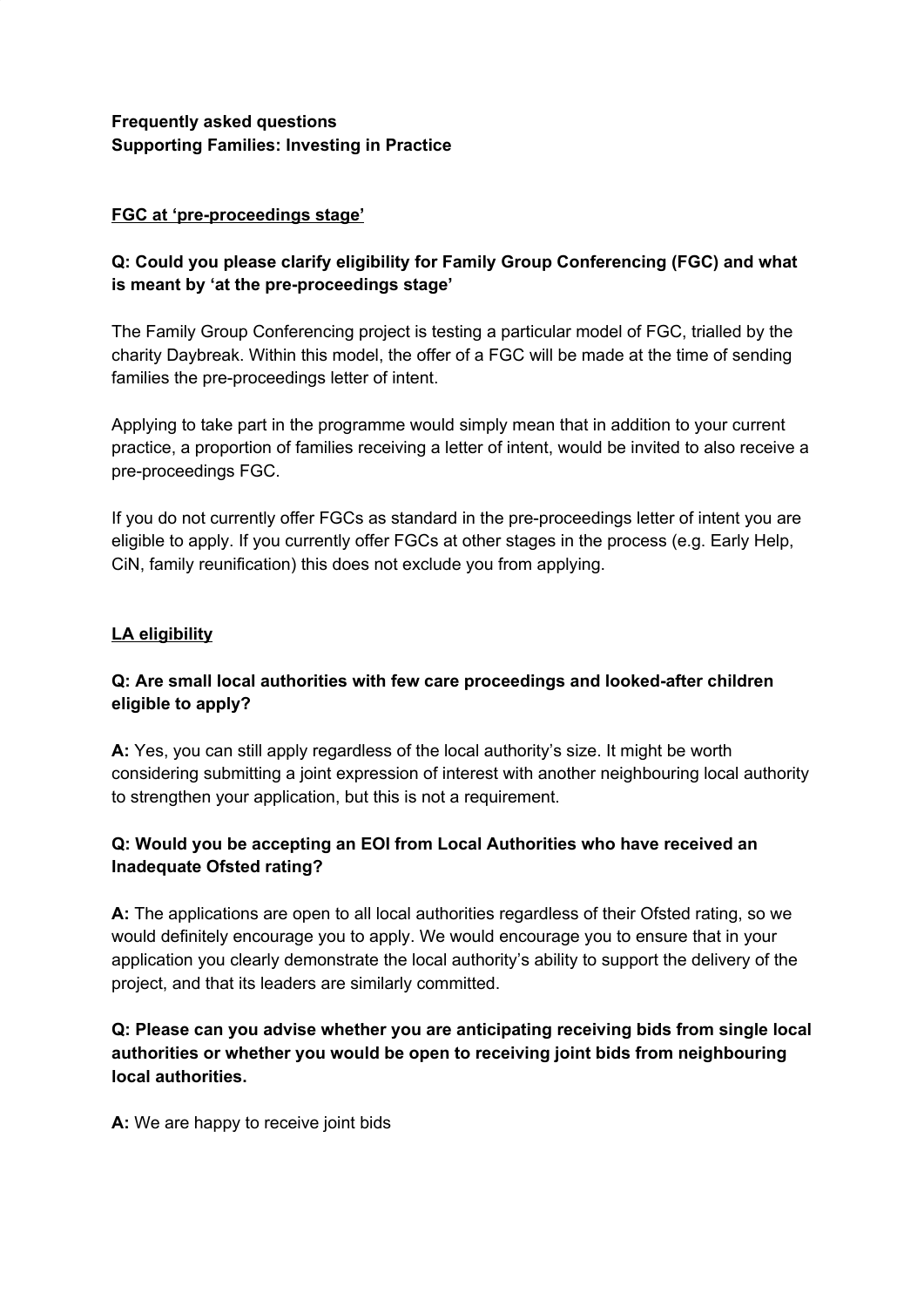**Frequently asked questions**
**Supporting Families: Investing in Practice**

**FGC at 'pre-proceedings stage'**

**Q: Could you please clarify eligibility for Family Group Conferencing (FGC) and what is meant by 'at the pre-proceedings stage'**

The Family Group Conferencing project is testing a particular model of FGC, trialled by the charity Daybreak. Within this model, the offer of a FGC will be made at the time of sending families the pre-proceedings letter of intent.

Applying to take part in the programme would simply mean that in addition to your current practice, a proportion of families receiving a letter of intent, would be invited to also receive a pre-proceedings FGC.

If you do not currently offer FGCs as standard in the pre-proceedings letter of intent you are eligible to apply. If you currently offer FGCs at other stages in the process (e.g. Early Help, CiN, family reunification) this does not exclude you from applying.

**LA eligibility**

**Q: Are small local authorities with few care proceedings and looked-after children eligible to apply?**

**A:** Yes, you can still apply regardless of the local authority's size. It might be worth considering submitting a joint expression of interest with another neighbouring local authority to strengthen your application, but this is not a requirement.

**Q: Would you be accepting an EOI from Local Authorities who have received an Inadequate Ofsted rating?**

**A:** The applications are open to all local authorities regardless of their Ofsted rating, so we would definitely encourage you to apply. We would encourage you to ensure that in your application you clearly demonstrate the local authority's ability to support the delivery of the project, and that its leaders are similarly committed.

**Q: Please can you advise whether you are anticipating receiving bids from single local authorities or whether you would be open to receiving joint bids from neighbouring local authorities.**

**A:** We are happy to receive joint bids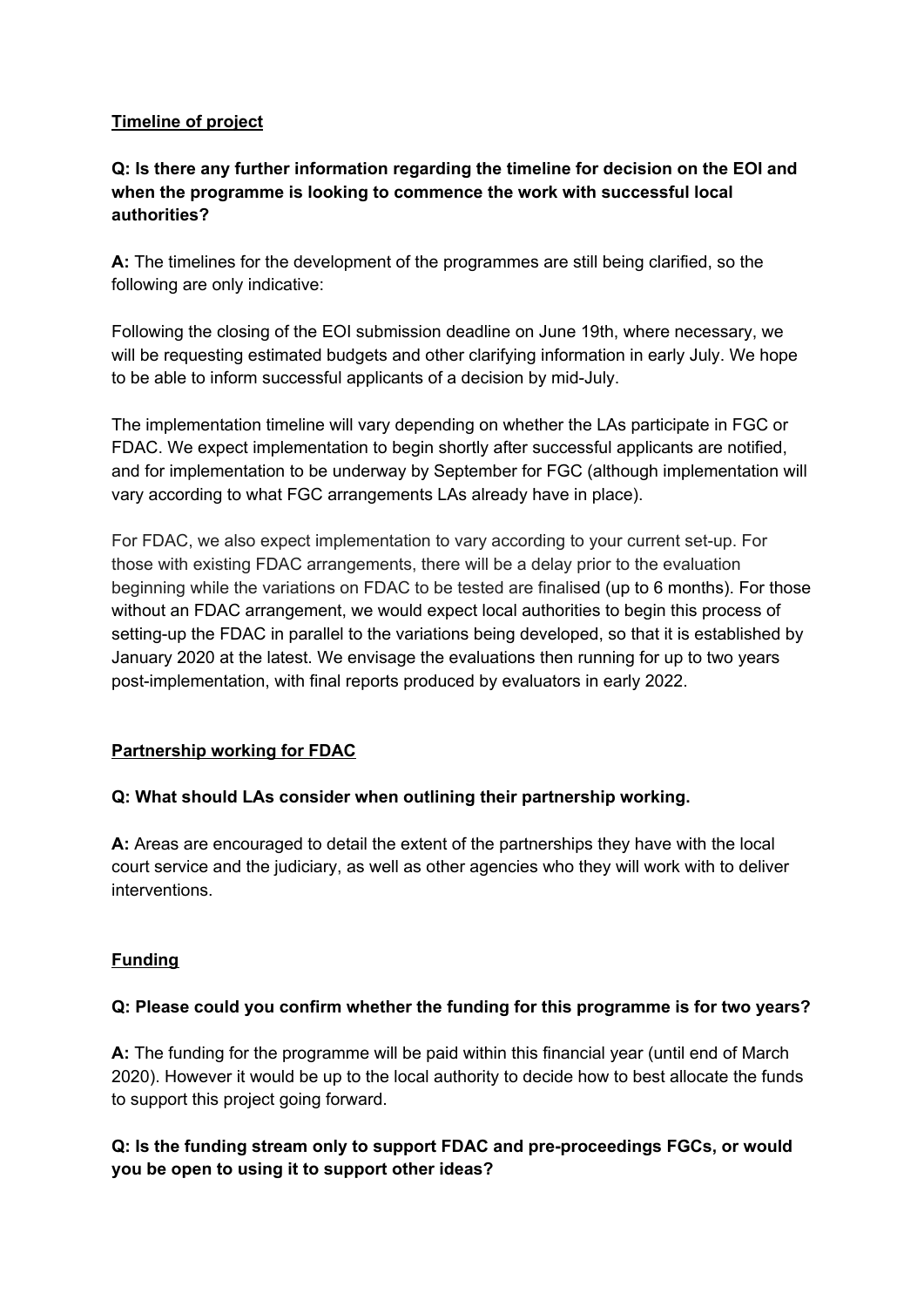**Timeline of project**

**Q: Is there any further information regarding the timeline for decision on the EOI and when the programme is looking to commence the work with successful local authorities?**

**A:** The timelines for the development of the programmes are still being clarified, so the following are only indicative:

Following the closing of the EOI submission deadline on June 19th, where necessary, we will be requesting estimated budgets and other clarifying information in early July. We hope to be able to inform successful applicants of a decision by mid-July.

The implementation timeline will vary depending on whether the LAs participate in FGC or FDAC. We expect implementation to begin shortly after successful applicants are notified, and for implementation to be underway by September for FGC (although implementation will vary according to what FGC arrangements LAs already have in place).

For FDAC, we also expect implementation to vary according to your current set-up. For those with existing FDAC arrangements, there will be a delay prior to the evaluation beginning while the variations on FDAC to be tested are finalised (up to 6 months). For those without an FDAC arrangement, we would expect local authorities to begin this process of setting-up the FDAC in parallel to the variations being developed, so that it is established by January 2020 at the latest. We envisage the evaluations then running for up to two years post-implementation, with final reports produced by evaluators in early 2022.

**Partnership working for FDAC**

**Q: What should LAs consider when outlining their partnership working.**

**A:** Areas are encouraged to detail the extent of the partnerships they have with the local court service and the judiciary, as well as other agencies who they will work with to deliver interventions.

**Funding**

**Q: Please could you confirm whether the funding for this programme is for two years?**

**A:** The funding for the programme will be paid within this financial year (until end of March 2020). However it would be up to the local authority to decide how to best allocate the funds to support this project going forward.

**Q: Is the funding stream only to support FDAC and pre-proceedings FGCs, or would you be open to using it to support other ideas?**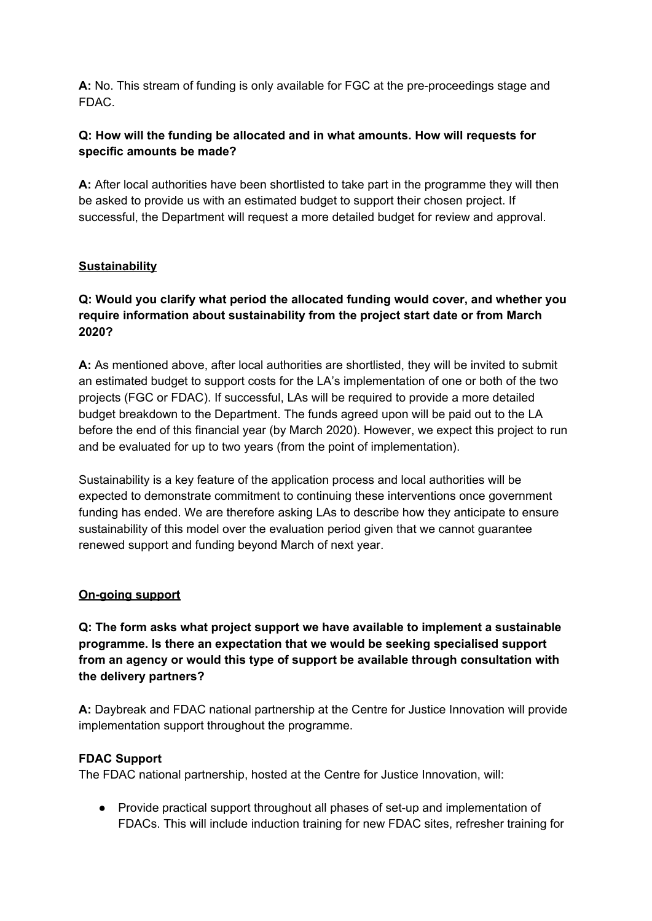**A:** No. This stream of funding is only available for FGC at the pre-proceedings stage and FDAC.

**Q: How will the funding be allocated and in what amounts. How will requests for specific amounts be made?**

**A:** After local authorities have been shortlisted to take part in the programme they will then be asked to provide us with an estimated budget to support their chosen project. If successful, the Department will request a more detailed budget for review and approval.

## Sustainability

**Q: Would you clarify what period the allocated funding would cover, and whether you require information about sustainability from the project start date or from March 2020?**

**A:** As mentioned above, after local authorities are shortlisted, they will be invited to submit an estimated budget to support costs for the LA's implementation of one or both of the two projects (FGC or FDAC). If successful, LAs will be required to provide a more detailed budget breakdown to the Department. The funds agreed upon will be paid out to the LA before the end of this financial year (by March 2020). However, we expect this project to run and be evaluated for up to two years (from the point of implementation).

Sustainability is a key feature of the application process and local authorities will be expected to demonstrate commitment to continuing these interventions once government funding has ended. We are therefore asking LAs to describe how they anticipate to ensure sustainability of this model over the evaluation period given that we cannot guarantee renewed support and funding beyond March of next year.

## On-going support

**Q: The form asks what project support we have available to implement a sustainable programme. Is there an expectation that we would be seeking specialised support from an agency or would this type of support be available through consultation with the delivery partners?**

**A:** Daybreak and FDAC national partnership at the Centre for Justice Innovation will provide implementation support throughout the programme.

### FDAC Support

The FDAC national partnership, hosted at the Centre for Justice Innovation, will:

- Provide practical support throughout all phases of set-up and implementation of FDACs. This will include induction training for new FDAC sites, refresher training for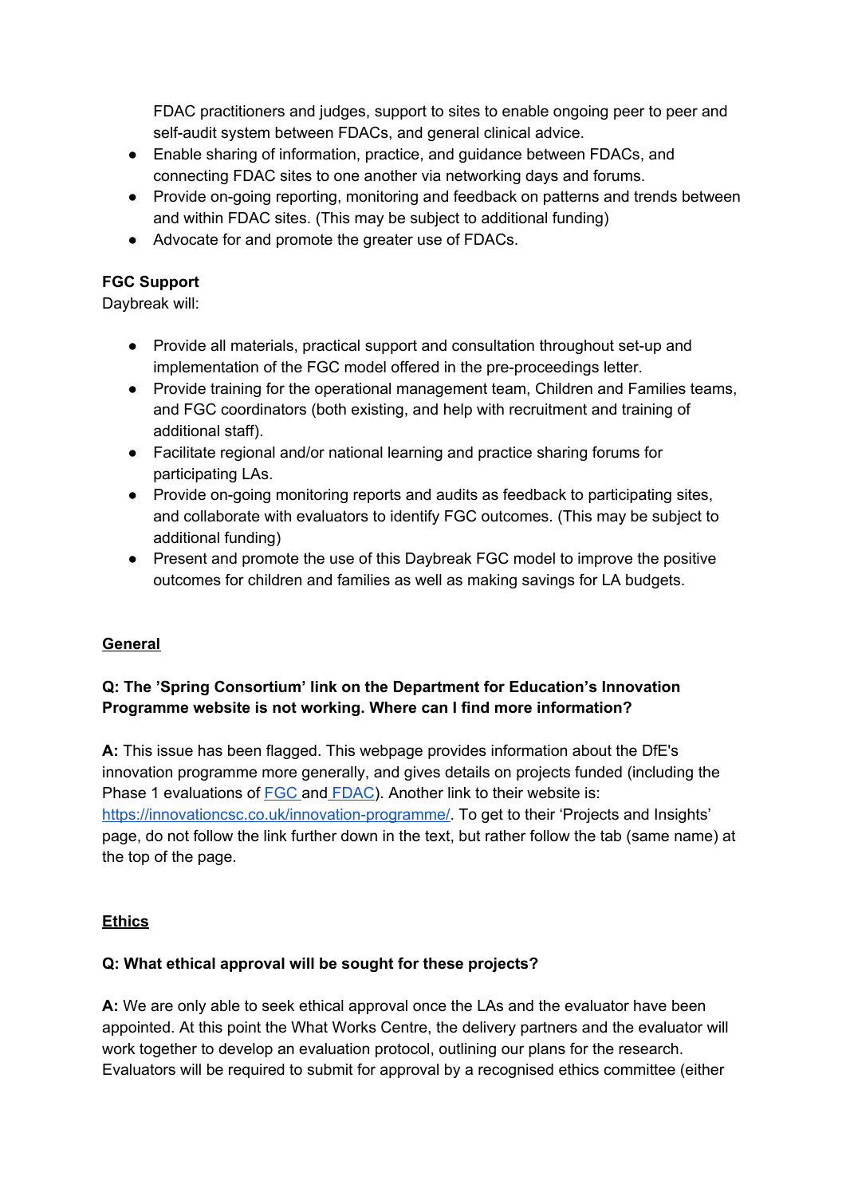FDAC practitioners and judges, support to sites to enable ongoing peer to peer and self-audit system between FDACs, and general clinical advice.

- Enable sharing of information, practice, and guidance between FDACs, and connecting FDAC sites to one another via networking days and forums.
- Provide on-going reporting, monitoring and feedback on patterns and trends between and within FDAC sites. (This may be subject to additional funding)
- Advocate for and promote the greater use of FDACs.

**FGC Support**

Daybreak will:

- Provide all materials, practical support and consultation throughout set-up and implementation of the FGC model offered in the pre-proceedings letter.
- Provide training for the operational management team, Children and Families teams, and FGC coordinators (both existing, and help with recruitment and training of additional staff).
- Facilitate regional and/or national learning and practice sharing forums for participating LAs.
- Provide on-going monitoring reports and audits as feedback to participating sites, and collaborate with evaluators to identify FGC outcomes. (This may be subject to additional funding)
- Present and promote the use of this Daybreak FGC model to improve the positive outcomes for children and families as well as making savings for LA budgets.

## General

**Q: The 'Spring Consortium' link on the Department for Education's Innovation Programme website is not working. Where can I find more information?**

**A:** This issue has been flagged. This webpage provides information about the DfE's innovation programme more generally, and gives details on projects funded (including the Phase 1 evaluations of [FGC](#) and [FDAC](#)). Another link to their website is: [https://innovationcsc.co.uk/innovation-programme/](https://innovationcsc.co.uk/innovation-programme/). To get to their 'Projects and Insights' page, do not follow the link further down in the text, but rather follow the tab (same name) at the top of the page.

## Ethics

**Q: What ethical approval will be sought for these projects?**

**A:** We are only able to seek ethical approval once the LAs and the evaluator have been appointed. At this point the What Works Centre, the delivery partners and the evaluator will work together to develop an evaluation protocol, outlining our plans for the research. Evaluators will be required to submit for approval by a recognised ethics committee (either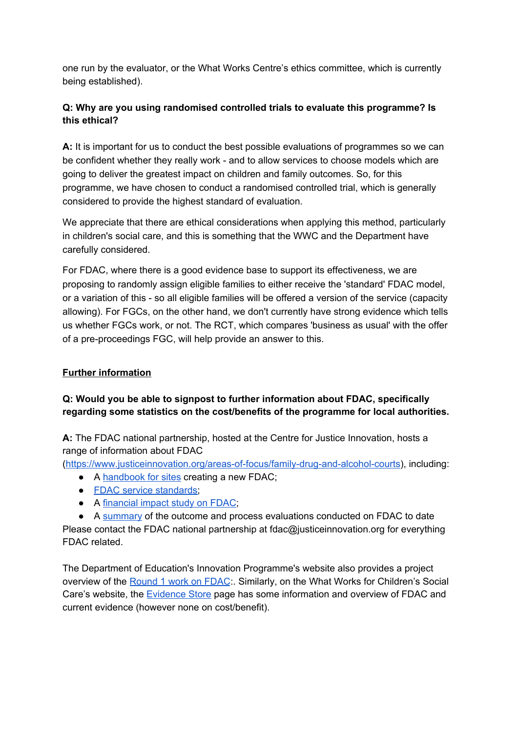one run by the evaluator, or the What Works Centre's ethics committee, which is currently being established).

**Q: Why are you using randomised controlled trials to evaluate this programme? Is this ethical?**

**A:** It is important for us to conduct the best possible evaluations of programmes so we can be confident whether they really work - and to allow services to choose models which are going to deliver the greatest impact on children and family outcomes. So, for this programme, we have chosen to conduct a randomised controlled trial, which is generally considered to provide the highest standard of evaluation.

We appreciate that there are ethical considerations when applying this method, particularly in children's social care, and this is something that the WWC and the Department have carefully considered.

For FDAC, where there is a good evidence base to support its effectiveness, we are proposing to randomly assign eligible families to either receive the 'standard' FDAC model, or a variation of this - so all eligible families will be offered a version of the service (capacity allowing). For FGCs, on the other hand, we don't currently have strong evidence which tells us whether FGCs work, or not. The RCT, which compares 'business as usual' with the offer of a pre-proceedings FGC, will help provide an answer to this.

<u>**Further information**</u>

**Q: Would you be able to signpost to further information about FDAC, specifically regarding some statistics on the cost/benefits of the programme for local authorities.**

**A:** The FDAC national partnership, hosted at the Centre for Justice Innovation, hosts a range of information about FDAC (https://www.justiceinnovation.org/areas-of-focus/family-drug-and-alcohol-courts), including:

- A handbook for sites creating a new FDAC;
- FDAC service standards;
- A financial impact study on FDAC;
- A summary of the outcome and process evaluations conducted on FDAC to date

Please contact the FDAC national partnership at fdac@justiceinnovation.org for everything FDAC related.

The Department of Education's Innovation Programme's website also provides a project overview of the Round 1 work on FDAC:. Similarly, on the What Works for Children's Social Care's website, the Evidence Store page has some information and overview of FDAC and current evidence (however none on cost/benefit).